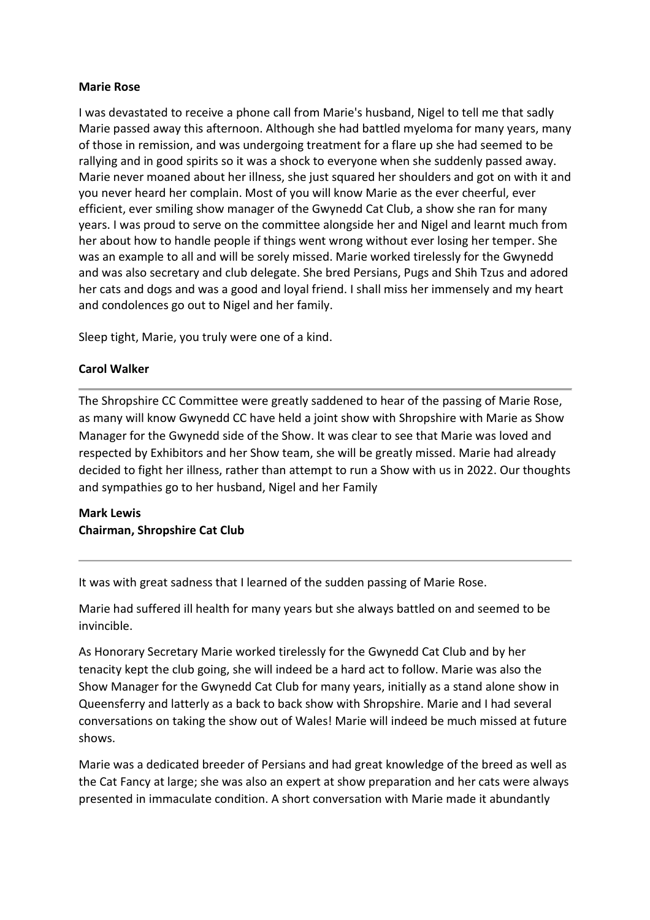**Marie Rose**

I was devastated to receive a phone call from Marie's husband, Nigel to tell me that sadly Marie passed away this afternoon. Although she had battled myeloma for many years, many of those in remission, and was undergoing treatment for a flare up she had seemed to be rallying and in good spirits so it was a shock to everyone when she suddenly passed away. Marie never moaned about her illness, she just squared her shoulders and got on with it and you never heard her complain. Most of you will know Marie as the ever cheerful, ever efficient, ever smiling show manager of the Gwynedd Cat Club, a show she ran for many years. I was proud to serve on the committee alongside her and Nigel and learnt much from her about how to handle people if things went wrong without ever losing her temper. She was an example to all and will be sorely missed. Marie worked tirelessly for the Gwynedd and was also secretary and club delegate. She bred Persians, Pugs and Shih Tzus and adored her cats and dogs and was a good and loyal friend. I shall miss her immensely and my heart and condolences go out to Nigel and her family.

Sleep tight, Marie, you truly were one of a kind.

**Carol Walker**

---

The Shropshire CC Committee were greatly saddened to hear of the passing of Marie Rose, as many will know Gwynedd CC have held a joint show with Shropshire with Marie as Show Manager for the Gwynedd side of the Show. It was clear to see that Marie was loved and respected by Exhibitors and her Show team, she will be greatly missed. Marie had already decided to fight her illness, rather than attempt to run a Show with us in 2022. Our thoughts and sympathies go to her husband, Nigel and her Family

**Mark Lewis**
**Chairman, Shropshire Cat Club**

---

It was with great sadness that I learned of the sudden passing of Marie Rose.

Marie had suffered ill health for many years but she always battled on and seemed to be invincible.

As Honorary Secretary Marie worked tirelessly for the Gwynedd Cat Club and by her tenacity kept the club going, she will indeed be a hard act to follow. Marie was also the Show Manager for the Gwynedd Cat Club for many years, initially as a stand alone show in Queensferry and latterly as a back to back show with Shropshire. Marie and I had several conversations on taking the show out of Wales! Marie will indeed be much missed at future shows.

Marie was a dedicated breeder of Persians and had great knowledge of the breed as well as the Cat Fancy at large; she was also an expert at show preparation and her cats were always presented in immaculate condition. A short conversation with Marie made it abundantly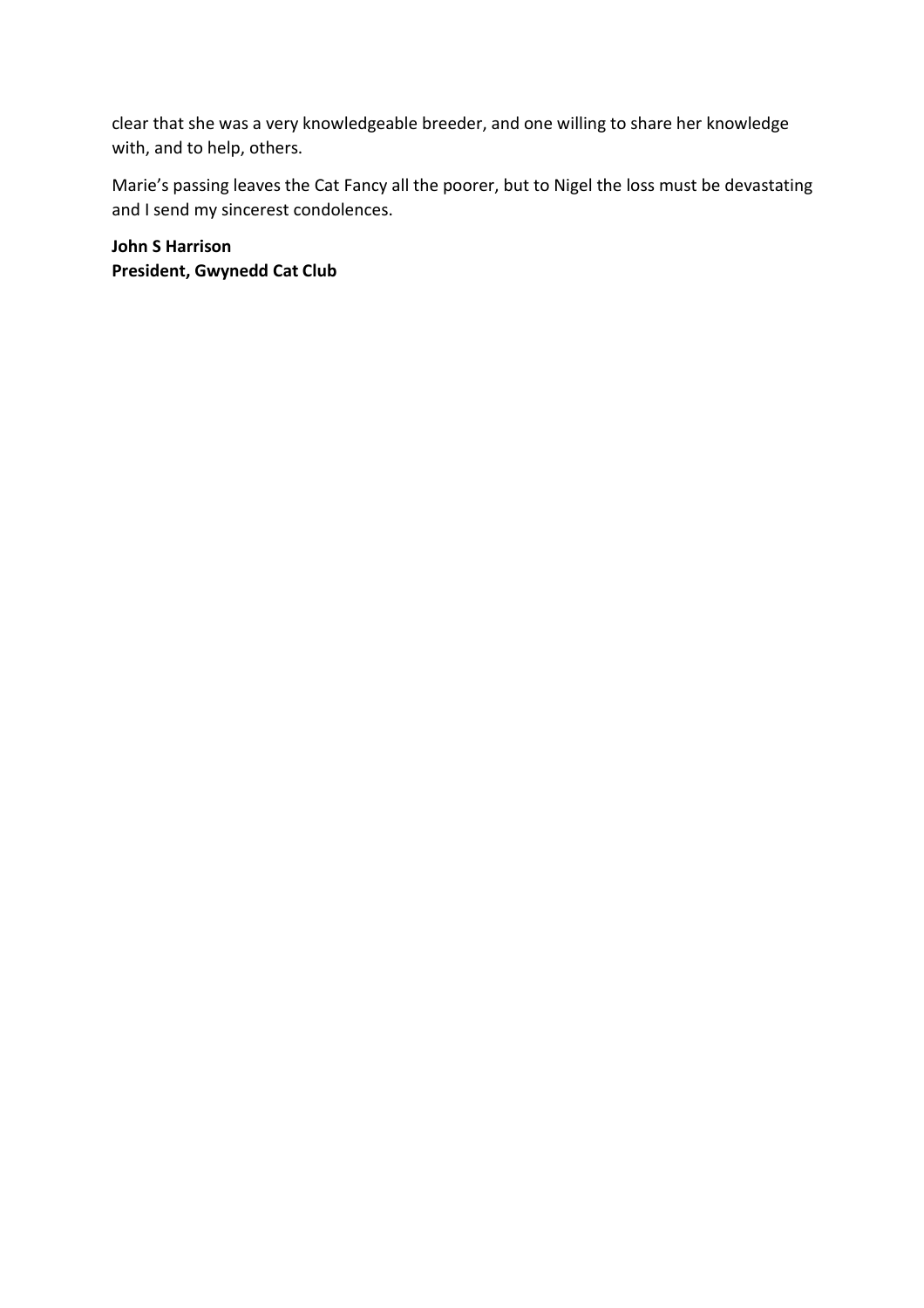clear that she was a very knowledgeable breeder, and one willing to share her knowledge with, and to help, others.

Marie's passing leaves the Cat Fancy all the poorer, but to Nigel the loss must be devastating and I send my sincerest condolences.

**John S Harrison**
**President, Gwynedd Cat Club**